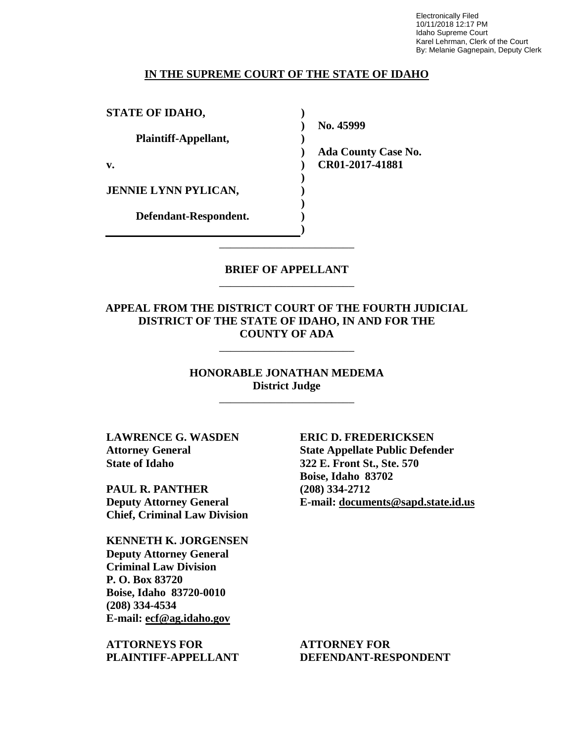Electronically Filed
10/11/2018 12:17 PM
Idaho Supreme Court
Karel Lehrman, Clerk of the Court
By: Melanie Gagnepain, Deputy Clerk

## IN THE SUPREME COURT OF THE STATE OF IDAHO

**STATE OF IDAHO,**

**Plaintiff-Appellant,**

**v.**

**JENNIE LYNN PYLICAN,**

**Defendant-Respondent.**

**No. 45999**

**Ada County Case No. CR01-2017-41881**

---

## BRIEF OF APPELLANT

---

### APPEAL FROM THE DISTRICT COURT OF THE FOURTH JUDICIAL DISTRICT OF THE STATE OF IDAHO, IN AND FOR THE COUNTY OF ADA

---

**HONORABLE JONATHAN MEDEMA**
**District Judge**

---

**LAWRENCE G. WASDEN**
**Attorney General**
**State of Idaho**

**PAUL R. PANTHER**
**Deputy Attorney General**
**Chief, Criminal Law Division**

**KENNETH K. JORGENSEN**
**Deputy Attorney General**
**Criminal Law Division**
**P. O. Box 83720**
**Boise, Idaho 83720-0010**
**(208) 334-4534**
**E-mail: ecf@ag.idaho.gov**

**ATTORNEYS FOR PLAINTIFF-APPELLANT**

**ERIC D. FREDERICKSEN**
**State Appellate Public Defender**
**322 E. Front St., Ste. 570**
**Boise, Idaho 83702**
**(208) 334-2712**
**E-mail: documents@sapd.state.id.us**

**ATTORNEY FOR DEFENDANT-RESPONDENT**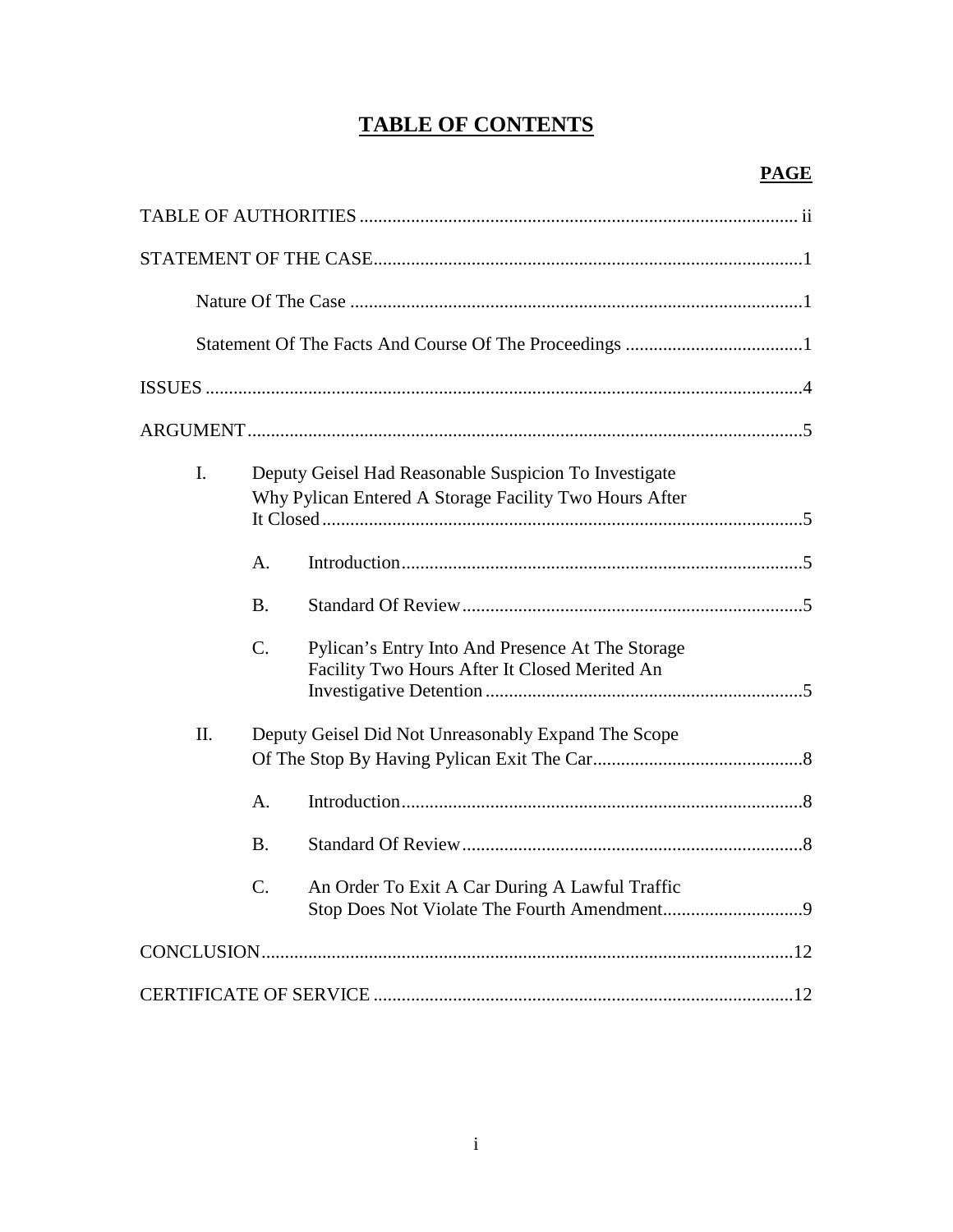# TABLE OF CONTENTS

| | PAGE |
|---|---|
| TABLE OF AUTHORITIES | ii |
| STATEMENT OF THE CASE | 1 |
| Nature Of The Case | 1 |
| Statement Of The Facts And Course Of The Proceedings | 1 |
| ISSUES | 4 |
| ARGUMENT | 5 |
| I. Deputy Geisel Had Reasonable Suspicion To Investigate Why Pylican Entered A Storage Facility Two Hours After It Closed | 5 |
| A. Introduction | 5 |
| B. Standard Of Review | 5 |
| C. Pylican's Entry Into And Presence At The Storage Facility Two Hours After It Closed Merited An Investigative Detention | 5 |
| II. Deputy Geisel Did Not Unreasonably Expand The Scope Of The Stop By Having Pylican Exit The Car | 8 |
| A. Introduction | 8 |
| B. Standard Of Review | 8 |
| C. An Order To Exit A Car During A Lawful Traffic Stop Does Not Violate The Fourth Amendment | 9 |
| CONCLUSION | 12 |
| CERTIFICATE OF SERVICE | 12 |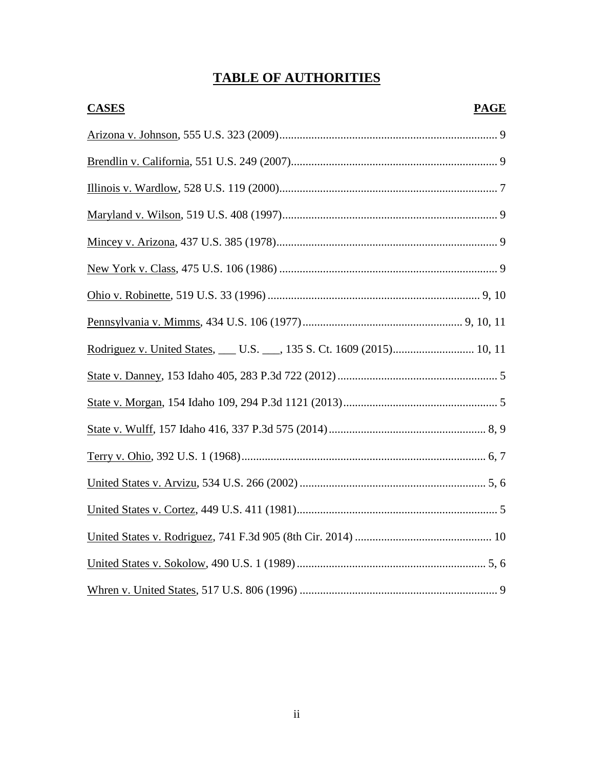# TABLE OF AUTHORITIES

| CASES | PAGE |
|---|---|
| Arizona v. Johnson, 555 U.S. 323 (2009) | 9 |
| Brendlin v. California, 551 U.S. 249 (2007) | 9 |
| Illinois v. Wardlow, 528 U.S. 119 (2000) | 7 |
| Maryland v. Wilson, 519 U.S. 408 (1997) | 9 |
| Mincey v. Arizona, 437 U.S. 385 (1978) | 9 |
| New York v. Class, 475 U.S. 106 (1986) | 9 |
| Ohio v. Robinette, 519 U.S. 33 (1996) | 9, 10 |
| Pennsylvania v. Mimms, 434 U.S. 106 (1977) | 9, 10, 11 |
| Rodriguez v. United States, ___ U.S. ___, 135 S. Ct. 1609 (2015) | 10, 11 |
| State v. Danney, 153 Idaho 405, 283 P.3d 722 (2012) | 5 |
| State v. Morgan, 154 Idaho 109, 294 P.3d 1121 (2013) | 5 |
| State v. Wulff, 157 Idaho 416, 337 P.3d 575 (2014) | 8, 9 |
| Terry v. Ohio, 392 U.S. 1 (1968) | 6, 7 |
| United States v. Arvizu, 534 U.S. 266 (2002) | 5, 6 |
| United States v. Cortez, 449 U.S. 411 (1981) | 5 |
| United States v. Rodriguez, 741 F.3d 905 (8th Cir. 2014) | 10 |
| United States v. Sokolow, 490 U.S. 1 (1989) | 5, 6 |
| Whren v. United States, 517 U.S. 806 (1996) | 9 |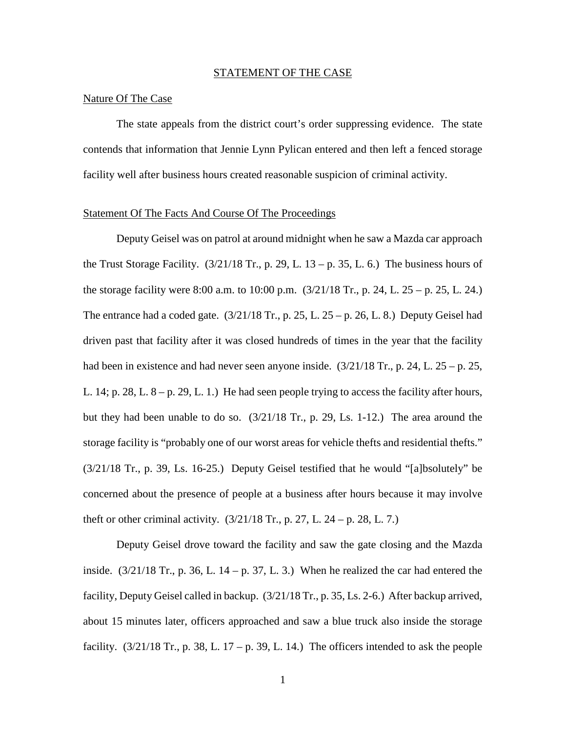## STATEMENT OF THE CASE

### Nature Of The Case

The state appeals from the district court's order suppressing evidence. The state contends that information that Jennie Lynn Pylican entered and then left a fenced storage facility well after business hours created reasonable suspicion of criminal activity.

### Statement Of The Facts And Course Of The Proceedings

Deputy Geisel was on patrol at around midnight when he saw a Mazda car approach the Trust Storage Facility. (3/21/18 Tr., p. 29, L. 13 – p. 35, L. 6.) The business hours of the storage facility were 8:00 a.m. to 10:00 p.m. (3/21/18 Tr., p. 24, L. 25 – p. 25, L. 24.) The entrance had a coded gate. (3/21/18 Tr., p. 25, L. 25 – p. 26, L. 8.) Deputy Geisel had driven past that facility after it was closed hundreds of times in the year that the facility had been in existence and had never seen anyone inside. (3/21/18 Tr., p. 24, L. 25 – p. 25, L. 14; p. 28, L. 8 – p. 29, L. 1.) He had seen people trying to access the facility after hours, but they had been unable to do so. (3/21/18 Tr., p. 29, Ls. 1-12.) The area around the storage facility is "probably one of our worst areas for vehicle thefts and residential thefts." (3/21/18 Tr., p. 39, Ls. 16-25.) Deputy Geisel testified that he would "[a]bsolutely" be concerned about the presence of people at a business after hours because it may involve theft or other criminal activity. (3/21/18 Tr., p. 27, L. 24 – p. 28, L. 7.)

Deputy Geisel drove toward the facility and saw the gate closing and the Mazda inside. (3/21/18 Tr., p. 36, L. 14 – p. 37, L. 3.) When he realized the car had entered the facility, Deputy Geisel called in backup. (3/21/18 Tr., p. 35, Ls. 2-6.) After backup arrived, about 15 minutes later, officers approached and saw a blue truck also inside the storage facility. (3/21/18 Tr., p. 38, L. 17 – p. 39, L. 14.) The officers intended to ask the people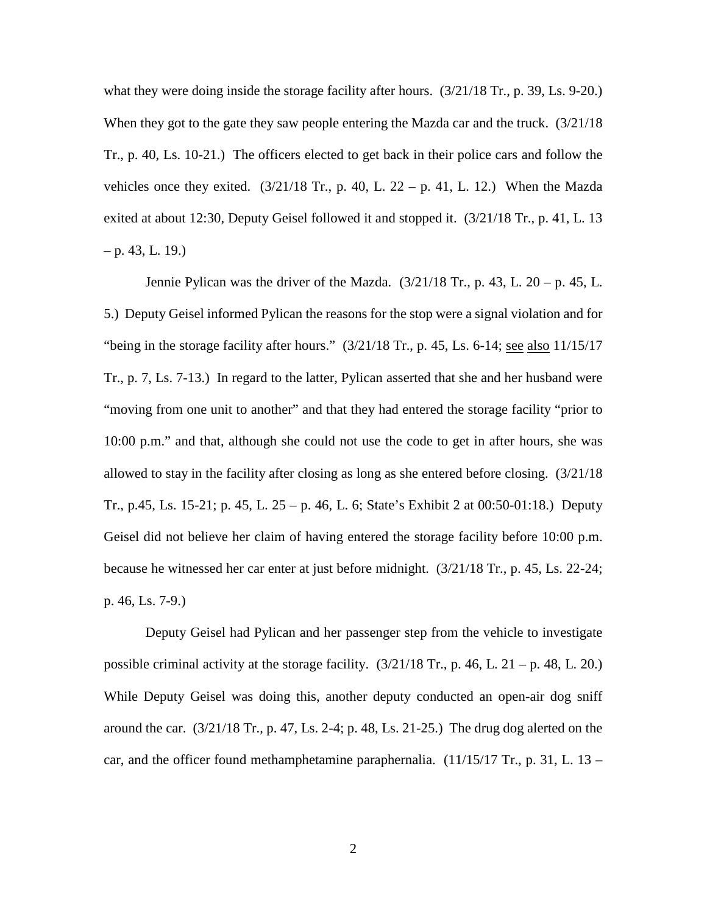what they were doing inside the storage facility after hours. (3/21/18 Tr., p. 39, Ls. 9-20.) When they got to the gate they saw people entering the Mazda car and the truck. (3/21/18 Tr., p. 40, Ls. 10-21.) The officers elected to get back in their police cars and follow the vehicles once they exited. (3/21/18 Tr., p. 40, L. 22 – p. 41, L. 12.) When the Mazda exited at about 12:30, Deputy Geisel followed it and stopped it. (3/21/18 Tr., p. 41, L. 13 – p. 43, L. 19.)

Jennie Pylican was the driver of the Mazda. (3/21/18 Tr., p. 43, L. 20 – p. 45, L. 5.) Deputy Geisel informed Pylican the reasons for the stop were a signal violation and for "being in the storage facility after hours." (3/21/18 Tr., p. 45, Ls. 6-14; see also 11/15/17 Tr., p. 7, Ls. 7-13.) In regard to the latter, Pylican asserted that she and her husband were "moving from one unit to another" and that they had entered the storage facility "prior to 10:00 p.m." and that, although she could not use the code to get in after hours, she was allowed to stay in the facility after closing as long as she entered before closing. (3/21/18 Tr., p.45, Ls. 15-21; p. 45, L. 25 – p. 46, L. 6; State's Exhibit 2 at 00:50-01:18.) Deputy Geisel did not believe her claim of having entered the storage facility before 10:00 p.m. because he witnessed her car enter at just before midnight. (3/21/18 Tr., p. 45, Ls. 22-24; p. 46, Ls. 7-9.)

Deputy Geisel had Pylican and her passenger step from the vehicle to investigate possible criminal activity at the storage facility. (3/21/18 Tr., p. 46, L. 21 – p. 48, L. 20.) While Deputy Geisel was doing this, another deputy conducted an open-air dog sniff around the car. (3/21/18 Tr., p. 47, Ls. 2-4; p. 48, Ls. 21-25.) The drug dog alerted on the car, and the officer found methamphetamine paraphernalia. (11/15/17 Tr., p. 31, L. 13 –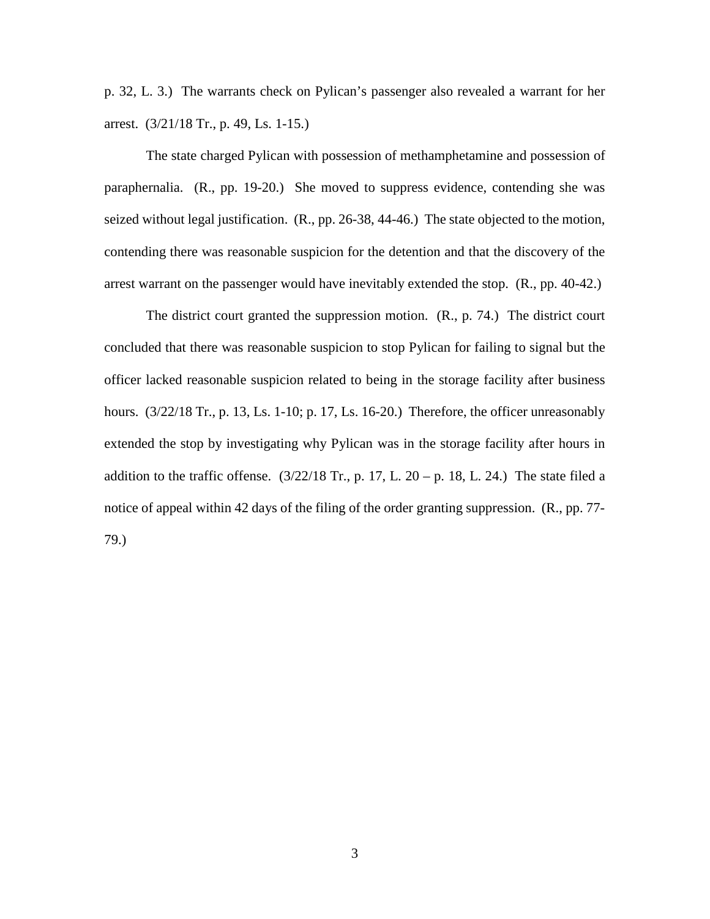p. 32, L. 3.) The warrants check on Pylican's passenger also revealed a warrant for her arrest. (3/21/18 Tr., p. 49, Ls. 1-15.)

The state charged Pylican with possession of methamphetamine and possession of paraphernalia. (R., pp. 19-20.) She moved to suppress evidence, contending she was seized without legal justification. (R., pp. 26-38, 44-46.) The state objected to the motion, contending there was reasonable suspicion for the detention and that the discovery of the arrest warrant on the passenger would have inevitably extended the stop. (R., pp. 40-42.)

The district court granted the suppression motion. (R., p. 74.) The district court concluded that there was reasonable suspicion to stop Pylican for failing to signal but the officer lacked reasonable suspicion related to being in the storage facility after business hours. (3/22/18 Tr., p. 13, Ls. 1-10; p. 17, Ls. 16-20.) Therefore, the officer unreasonably extended the stop by investigating why Pylican was in the storage facility after hours in addition to the traffic offense. (3/22/18 Tr., p. 17, L. 20 – p. 18, L. 24.) The state filed a notice of appeal within 42 days of the filing of the order granting suppression. (R., pp. 77-79.)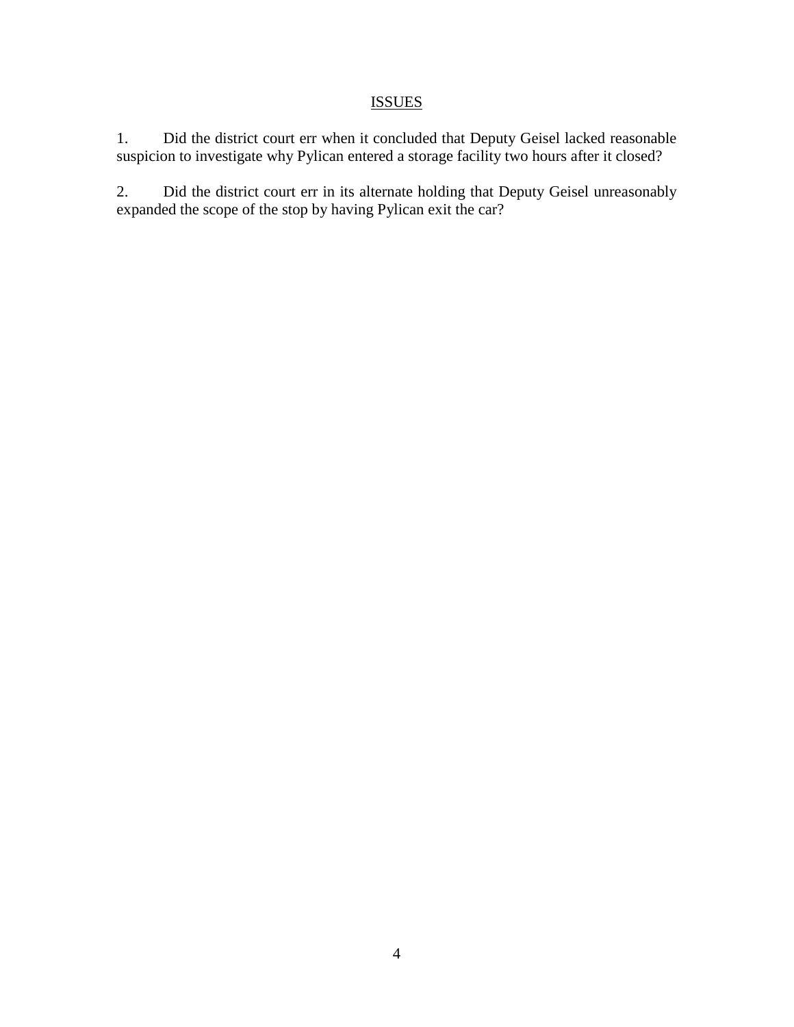## ISSUES

1. Did the district court err when it concluded that Deputy Geisel lacked reasonable suspicion to investigate why Pylican entered a storage facility two hours after it closed?

2. Did the district court err in its alternate holding that Deputy Geisel unreasonably expanded the scope of the stop by having Pylican exit the car?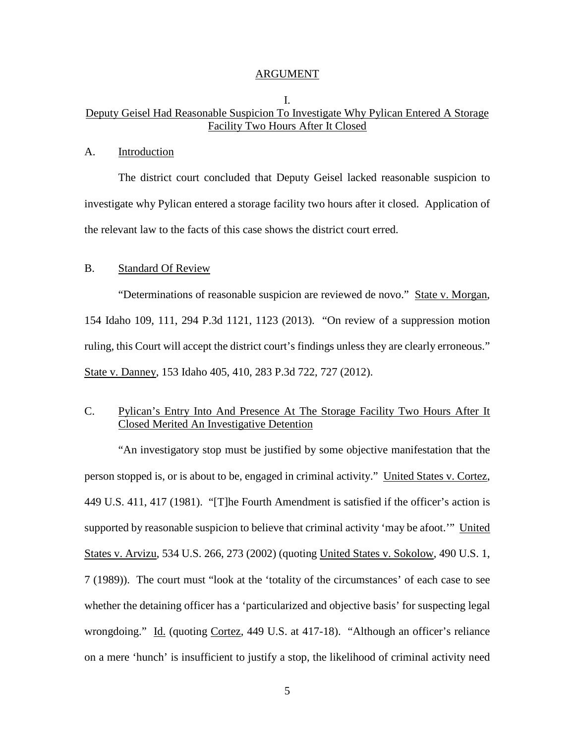## ARGUMENT

### I.
### Deputy Geisel Had Reasonable Suspicion To Investigate Why Pylican Entered A Storage Facility Two Hours After It Closed

#### A. Introduction

The district court concluded that Deputy Geisel lacked reasonable suspicion to investigate why Pylican entered a storage facility two hours after it closed. Application of the relevant law to the facts of this case shows the district court erred.

#### B. Standard Of Review

"Determinations of reasonable suspicion are reviewed de novo." State v. Morgan, 154 Idaho 109, 111, 294 P.3d 1121, 1123 (2013). "On review of a suppression motion ruling, this Court will accept the district court's findings unless they are clearly erroneous." State v. Danney, 153 Idaho 405, 410, 283 P.3d 722, 727 (2012).

#### C. Pylican's Entry Into And Presence At The Storage Facility Two Hours After It Closed Merited An Investigative Detention

"An investigatory stop must be justified by some objective manifestation that the person stopped is, or is about to be, engaged in criminal activity." United States v. Cortez, 449 U.S. 411, 417 (1981). "[T]he Fourth Amendment is satisfied if the officer's action is supported by reasonable suspicion to believe that criminal activity 'may be afoot.'" United States v. Arvizu, 534 U.S. 266, 273 (2002) (quoting United States v. Sokolow, 490 U.S. 1, 7 (1989)). The court must "look at the 'totality of the circumstances' of each case to see whether the detaining officer has a 'particularized and objective basis' for suspecting legal wrongdoing." Id. (quoting Cortez, 449 U.S. at 417-18). "Although an officer's reliance on a mere 'hunch' is insufficient to justify a stop, the likelihood of criminal activity need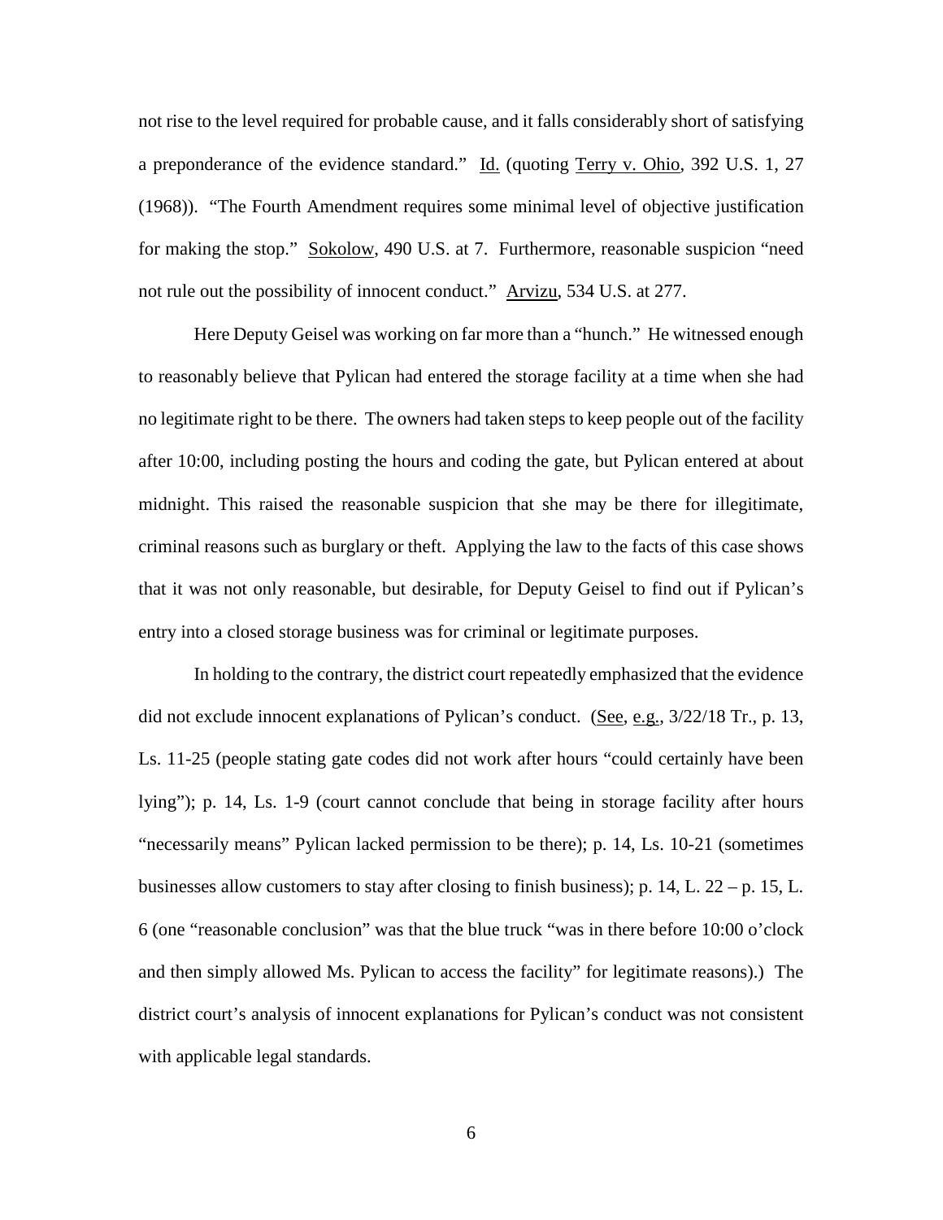not rise to the level required for probable cause, and it falls considerably short of satisfying a preponderance of the evidence standard." Id. (quoting Terry v. Ohio, 392 U.S. 1, 27 (1968)). "The Fourth Amendment requires some minimal level of objective justification for making the stop." Sokolow, 490 U.S. at 7. Furthermore, reasonable suspicion "need not rule out the possibility of innocent conduct." Arvizu, 534 U.S. at 277.

Here Deputy Geisel was working on far more than a "hunch." He witnessed enough to reasonably believe that Pylican had entered the storage facility at a time when she had no legitimate right to be there. The owners had taken steps to keep people out of the facility after 10:00, including posting the hours and coding the gate, but Pylican entered at about midnight. This raised the reasonable suspicion that she may be there for illegitimate, criminal reasons such as burglary or theft. Applying the law to the facts of this case shows that it was not only reasonable, but desirable, for Deputy Geisel to find out if Pylican's entry into a closed storage business was for criminal or legitimate purposes.

In holding to the contrary, the district court repeatedly emphasized that the evidence did not exclude innocent explanations of Pylican's conduct. (See, e.g., 3/22/18 Tr., p. 13, Ls. 11-25 (people stating gate codes did not work after hours "could certainly have been lying"); p. 14, Ls. 1-9 (court cannot conclude that being in storage facility after hours "necessarily means" Pylican lacked permission to be there); p. 14, Ls. 10-21 (sometimes businesses allow customers to stay after closing to finish business); p. 14, L. 22 – p. 15, L. 6 (one "reasonable conclusion" was that the blue truck "was in there before 10:00 o'clock and then simply allowed Ms. Pylican to access the facility" for legitimate reasons).) The district court's analysis of innocent explanations for Pylican's conduct was not consistent with applicable legal standards.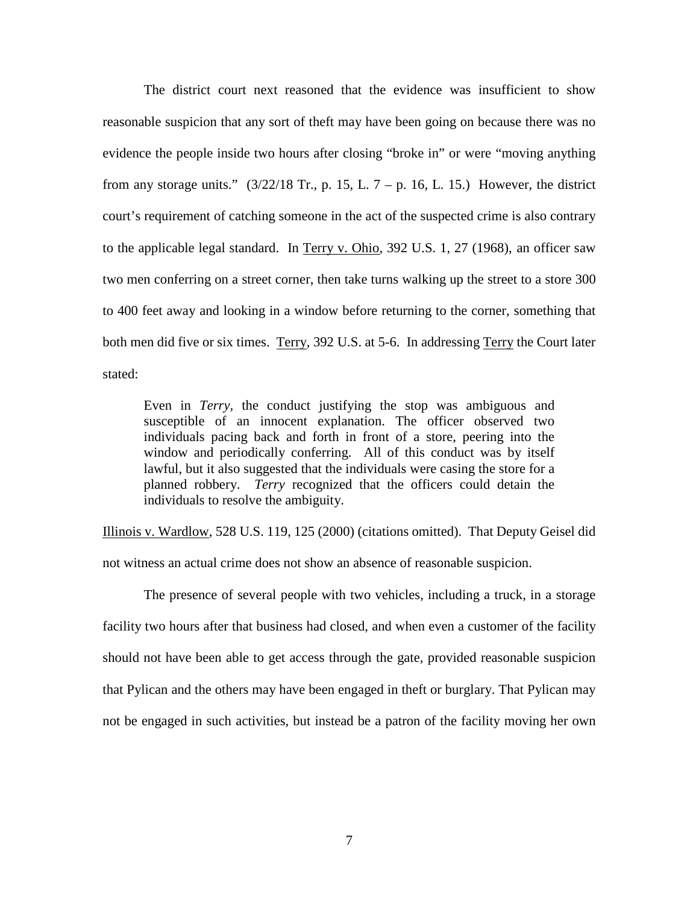The district court next reasoned that the evidence was insufficient to show reasonable suspicion that any sort of theft may have been going on because there was no evidence the people inside two hours after closing "broke in" or were "moving anything from any storage units." (3/22/18 Tr., p. 15, L. 7 – p. 16, L. 15.) However, the district court's requirement of catching someone in the act of the suspected crime is also contrary to the applicable legal standard. In Terry v. Ohio, 392 U.S. 1, 27 (1968), an officer saw two men conferring on a street corner, then take turns walking up the street to a store 300 to 400 feet away and looking in a window before returning to the corner, something that both men did five or six times. Terry, 392 U.S. at 5-6. In addressing Terry the Court later stated:

> Even in *Terry*, the conduct justifying the stop was ambiguous and susceptible of an innocent explanation. The officer observed two individuals pacing back and forth in front of a store, peering into the window and periodically conferring. All of this conduct was by itself lawful, but it also suggested that the individuals were casing the store for a planned robbery. *Terry* recognized that the officers could detain the individuals to resolve the ambiguity.

Illinois v. Wardlow, 528 U.S. 119, 125 (2000) (citations omitted). That Deputy Geisel did not witness an actual crime does not show an absence of reasonable suspicion.

The presence of several people with two vehicles, including a truck, in a storage facility two hours after that business had closed, and when even a customer of the facility should not have been able to get access through the gate, provided reasonable suspicion that Pylican and the others may have been engaged in theft or burglary. That Pylican may not be engaged in such activities, but instead be a patron of the facility moving her own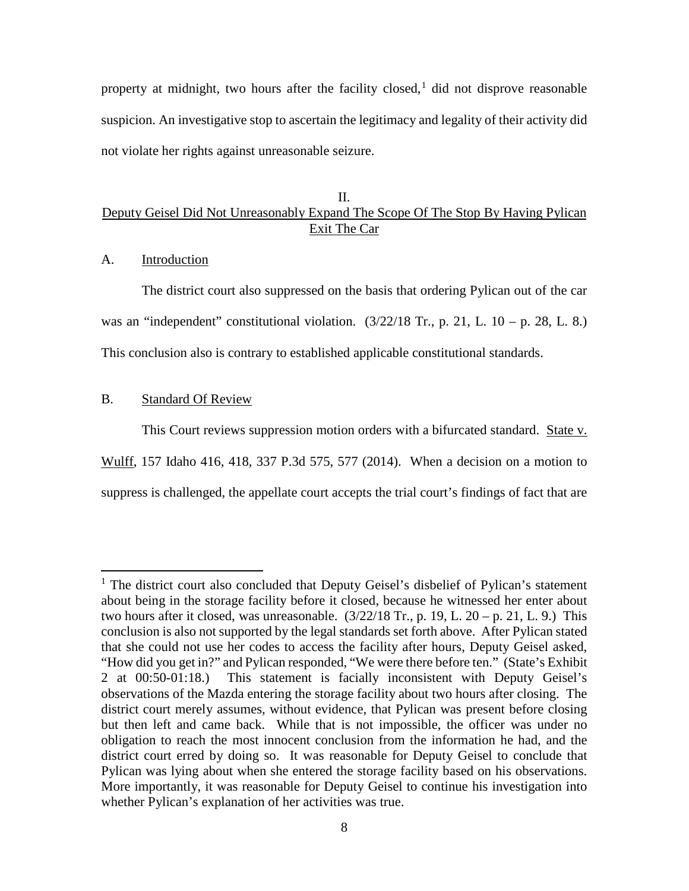property at midnight, two hours after the facility closed,[1] did not disprove reasonable suspicion. An investigative stop to ascertain the legitimacy and legality of their activity did not violate her rights against unreasonable seizure.

## II.
## Deputy Geisel Did Not Unreasonably Expand The Scope Of The Stop By Having Pylican Exit The Car

### A. Introduction

The district court also suppressed on the basis that ordering Pylican out of the car was an "independent" constitutional violation. (3/22/18 Tr., p. 21, L. 10 – p. 28, L. 8.) This conclusion also is contrary to established applicable constitutional standards.

### B. Standard Of Review

This Court reviews suppression motion orders with a bifurcated standard. State v. Wulff, 157 Idaho 416, 418, 337 P.3d 575, 577 (2014). When a decision on a motion to suppress is challenged, the appellate court accepts the trial court's findings of fact that are

---

[1] The district court also concluded that Deputy Geisel's disbelief of Pylican's statement about being in the storage facility before it closed, because he witnessed her enter about two hours after it closed, was unreasonable. (3/22/18 Tr., p. 19, L. 20 – p. 21, L. 9.) This conclusion is also not supported by the legal standards set forth above. After Pylican stated that she could not use her codes to access the facility after hours, Deputy Geisel asked, "How did you get in?" and Pylican responded, "We were there before ten." (State's Exhibit 2 at 00:50-01:18.) This statement is facially inconsistent with Deputy Geisel's observations of the Mazda entering the storage facility about two hours after closing. The district court merely assumes, without evidence, that Pylican was present before closing but then left and came back. While that is not impossible, the officer was under no obligation to reach the most innocent conclusion from the information he had, and the district court erred by doing so. It was reasonable for Deputy Geisel to conclude that Pylican was lying about when she entered the storage facility based on his observations. More importantly, it was reasonable for Deputy Geisel to continue his investigation into whether Pylican's explanation of her activities was true.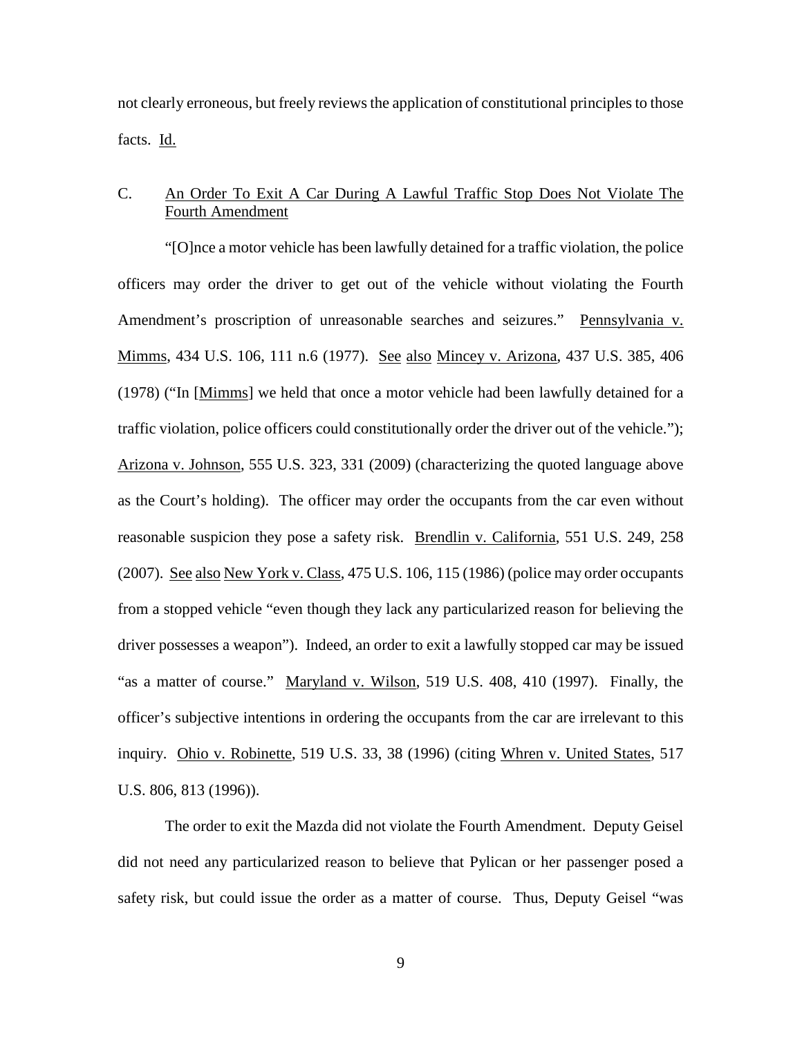not clearly erroneous, but freely reviews the application of constitutional principles to those facts. Id.

### C. An Order To Exit A Car During A Lawful Traffic Stop Does Not Violate The Fourth Amendment

"[O]nce a motor vehicle has been lawfully detained for a traffic violation, the police officers may order the driver to get out of the vehicle without violating the Fourth Amendment's proscription of unreasonable searches and seizures." Pennsylvania v. Mimms, 434 U.S. 106, 111 n.6 (1977). See also Mincey v. Arizona, 437 U.S. 385, 406 (1978) ("In [Mimms] we held that once a motor vehicle had been lawfully detained for a traffic violation, police officers could constitutionally order the driver out of the vehicle."); Arizona v. Johnson, 555 U.S. 323, 331 (2009) (characterizing the quoted language above as the Court's holding). The officer may order the occupants from the car even without reasonable suspicion they pose a safety risk. Brendlin v. California, 551 U.S. 249, 258 (2007). See also New York v. Class, 475 U.S. 106, 115 (1986) (police may order occupants from a stopped vehicle "even though they lack any particularized reason for believing the driver possesses a weapon"). Indeed, an order to exit a lawfully stopped car may be issued "as a matter of course." Maryland v. Wilson, 519 U.S. 408, 410 (1997). Finally, the officer's subjective intentions in ordering the occupants from the car are irrelevant to this inquiry. Ohio v. Robinette, 519 U.S. 33, 38 (1996) (citing Whren v. United States, 517 U.S. 806, 813 (1996)).

The order to exit the Mazda did not violate the Fourth Amendment. Deputy Geisel did not need any particularized reason to believe that Pylican or her passenger posed a safety risk, but could issue the order as a matter of course. Thus, Deputy Geisel "was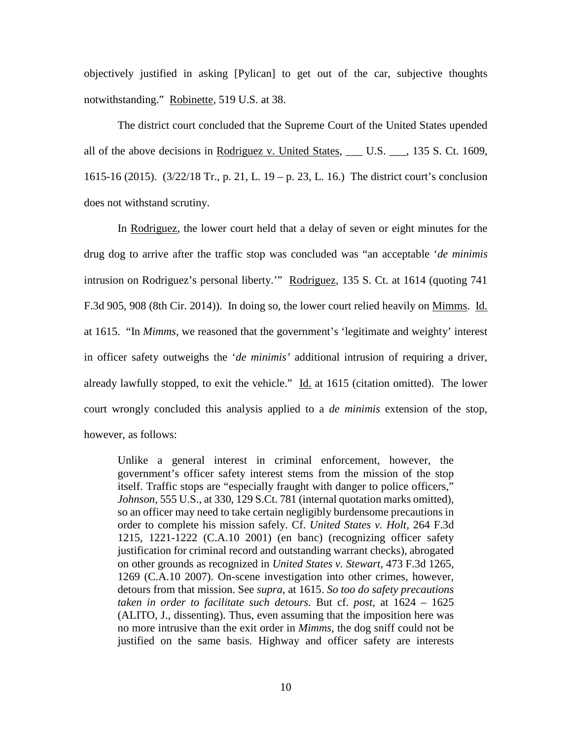objectively justified in asking [Pylican] to get out of the car, subjective thoughts notwithstanding." Robinette, 519 U.S. at 38.

The district court concluded that the Supreme Court of the United States upended all of the above decisions in Rodriguez v. United States, ___ U.S. ___, 135 S. Ct. 1609, 1615-16 (2015). (3/22/18 Tr., p. 21, L. 19 – p. 23, L. 16.) The district court's conclusion does not withstand scrutiny.

In Rodriguez, the lower court held that a delay of seven or eight minutes for the drug dog to arrive after the traffic stop was concluded was "an acceptable '*de minimis* intrusion on Rodriguez's personal liberty.'" Rodriguez, 135 S. Ct. at 1614 (quoting 741 F.3d 905, 908 (8th Cir. 2014)). In doing so, the lower court relied heavily on Mimms. Id. at 1615. "In *Mimms*, we reasoned that the government's 'legitimate and weighty' interest in officer safety outweighs the '*de minimis*' additional intrusion of requiring a driver, already lawfully stopped, to exit the vehicle." Id. at 1615 (citation omitted). The lower court wrongly concluded this analysis applied to a *de minimis* extension of the stop, however, as follows:

> Unlike a general interest in criminal enforcement, however, the government's officer safety interest stems from the mission of the stop itself. Traffic stops are "especially fraught with danger to police officers," *Johnson*, 555 U.S., at 330, 129 S.Ct. 781 (internal quotation marks omitted), so an officer may need to take certain negligibly burdensome precautions in order to complete his mission safely. Cf. *United States v. Holt*, 264 F.3d 1215, 1221-1222 (C.A.10 2001) (en banc) (recognizing officer safety justification for criminal record and outstanding warrant checks), abrogated on other grounds as recognized in *United States v. Stewart*, 473 F.3d 1265, 1269 (C.A.10 2007). On-scene investigation into other crimes, however, detours from that mission. See *supra*, at 1615. *So too do safety precautions taken in order to facilitate such detours*. But cf. *post*, at 1624 – 1625 (ALITO, J., dissenting). Thus, even assuming that the imposition here was no more intrusive than the exit order in *Mimms*, the dog sniff could not be justified on the same basis. Highway and officer safety are interests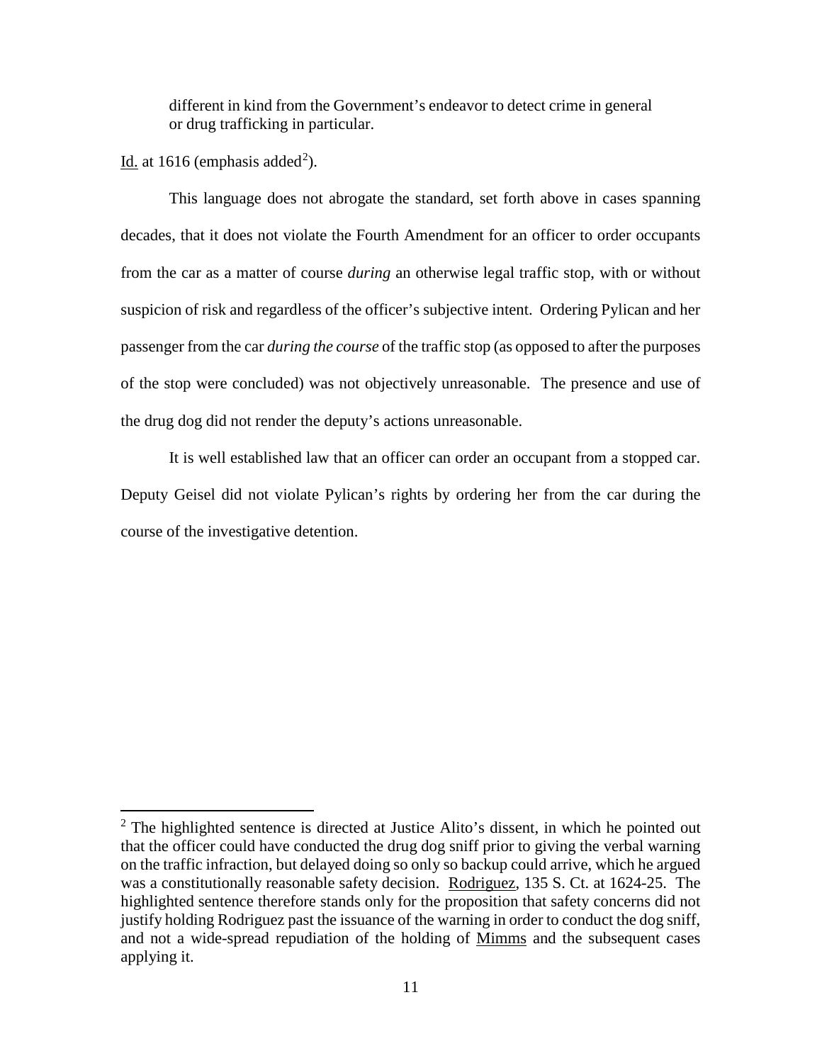> different in kind from the Government's endeavor to detect crime in general or drug trafficking in particular.

Id. at 1616 (emphasis added[2]).

This language does not abrogate the standard, set forth above in cases spanning decades, that it does not violate the Fourth Amendment for an officer to order occupants from the car as a matter of course *during* an otherwise legal traffic stop, with or without suspicion of risk and regardless of the officer's subjective intent. Ordering Pylican and her passenger from the car *during the course* of the traffic stop (as opposed to after the purposes of the stop were concluded) was not objectively unreasonable. The presence and use of the drug dog did not render the deputy's actions unreasonable.

It is well established law that an officer can order an occupant from a stopped car. Deputy Geisel did not violate Pylican's rights by ordering her from the car during the course of the investigative detention.

---

[2] The highlighted sentence is directed at Justice Alito's dissent, in which he pointed out that the officer could have conducted the drug dog sniff prior to giving the verbal warning on the traffic infraction, but delayed doing so only so backup could arrive, which he argued was a constitutionally reasonable safety decision. Rodriguez, 135 S. Ct. at 1624-25. The highlighted sentence therefore stands only for the proposition that safety concerns did not justify holding Rodriguez past the issuance of the warning in order to conduct the dog sniff, and not a wide-spread repudiation of the holding of Mimms and the subsequent cases applying it.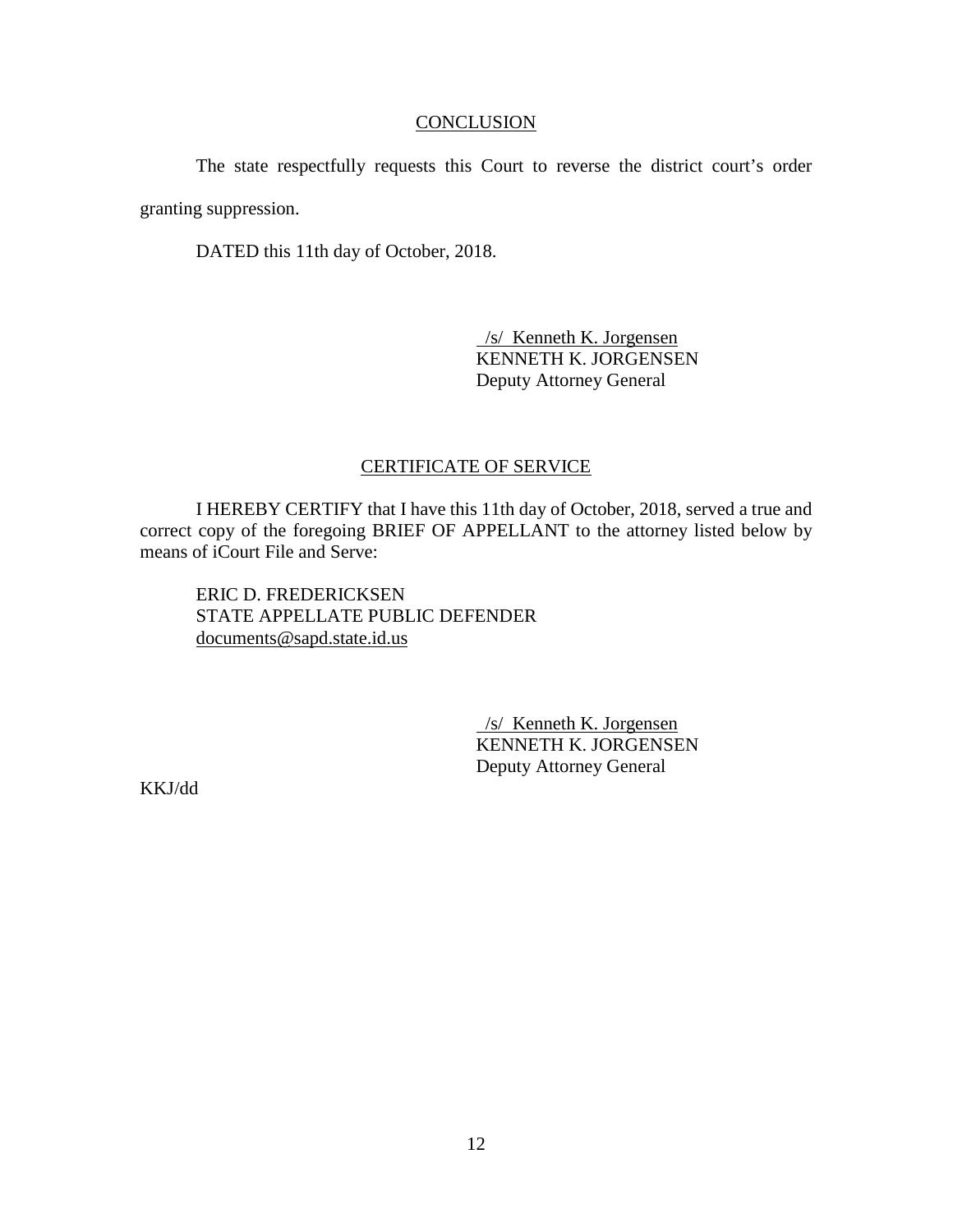## CONCLUSION

The state respectfully requests this Court to reverse the district court's order granting suppression.

DATED this 11th day of October, 2018.

/s/ Kenneth K. Jorgensen
KENNETH K. JORGENSEN
Deputy Attorney General

## CERTIFICATE OF SERVICE

I HEREBY CERTIFY that I have this 11th day of October, 2018, served a true and correct copy of the foregoing BRIEF OF APPELLANT to the attorney listed below by means of iCourt File and Serve:

ERIC D. FREDERICKSEN
STATE APPELLATE PUBLIC DEFENDER
documents@sapd.state.id.us

/s/ Kenneth K. Jorgensen
KENNETH K. JORGENSEN
Deputy Attorney General

KKJ/dd